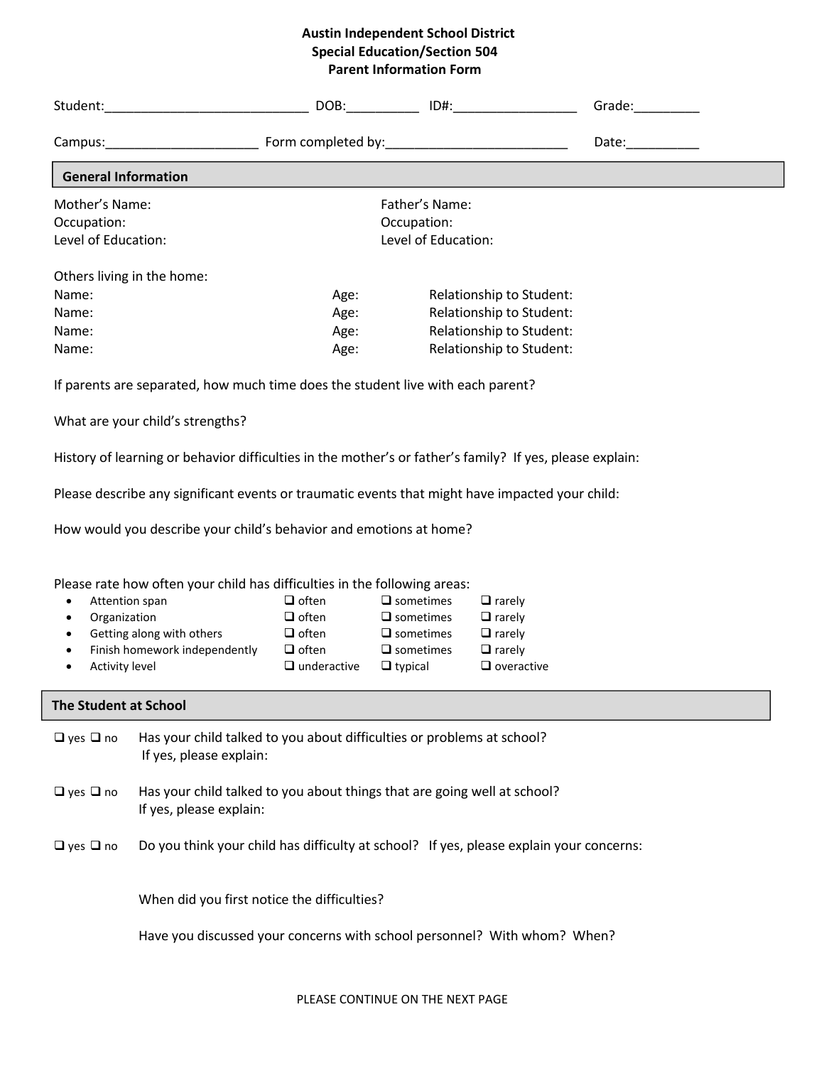**Austin Independent School District**
**Special Education/Section 504**
**Parent Information Form**

Student:____________________________ DOB:__________ ID#:_________________ Grade:_________

Campus:_____________________ Form completed by:_________________________ Date:__________

## General Information

Mother's Name:
Occupation:
Level of Education:

Father's Name:
Occupation:
Level of Education:

Others living in the home:

| Name: | Age: | Relationship to Student: |
|---|---|---|
| Name: | Age: | Relationship to Student: |
| Name: | Age: | Relationship to Student: |
| Name: | Age: | Relationship to Student: |
| Name: | Age: | Relationship to Student: |

If parents are separated, how much time does the student live with each parent?

What are your child's strengths?

History of learning or behavior difficulties in the mother's or father's family? If yes, please explain:

Please describe any significant events or traumatic events that might have impacted your child:

How would you describe your child's behavior and emotions at home?

Please rate how often your child has difficulties in the following areas:

| Area | | | |
|---|---|---|---|
| • Attention span | ❑ often | ❑ sometimes | ❑ rarely |
| • Organization | ❑ often | ❑ sometimes | ❑ rarely |
| • Getting along with others | ❑ often | ❑ sometimes | ❑ rarely |
| • Finish homework independently | ❑ often | ❑ sometimes | ❑ rarely |
| • Activity level | ❑ underactive | ❑ typical | ❑ overactive |

## The Student at School

❑ yes ❑ no Has your child talked to you about difficulties or problems at school?
If yes, please explain:

❑ yes ❑ no Has your child talked to you about things that are going well at school?
If yes, please explain:

❑ yes ❑ no Do you think your child has difficulty at school? If yes, please explain your concerns:

When did you first notice the difficulties?

Have you discussed your concerns with school personnel? With whom? When?

PLEASE CONTINUE ON THE NEXT PAGE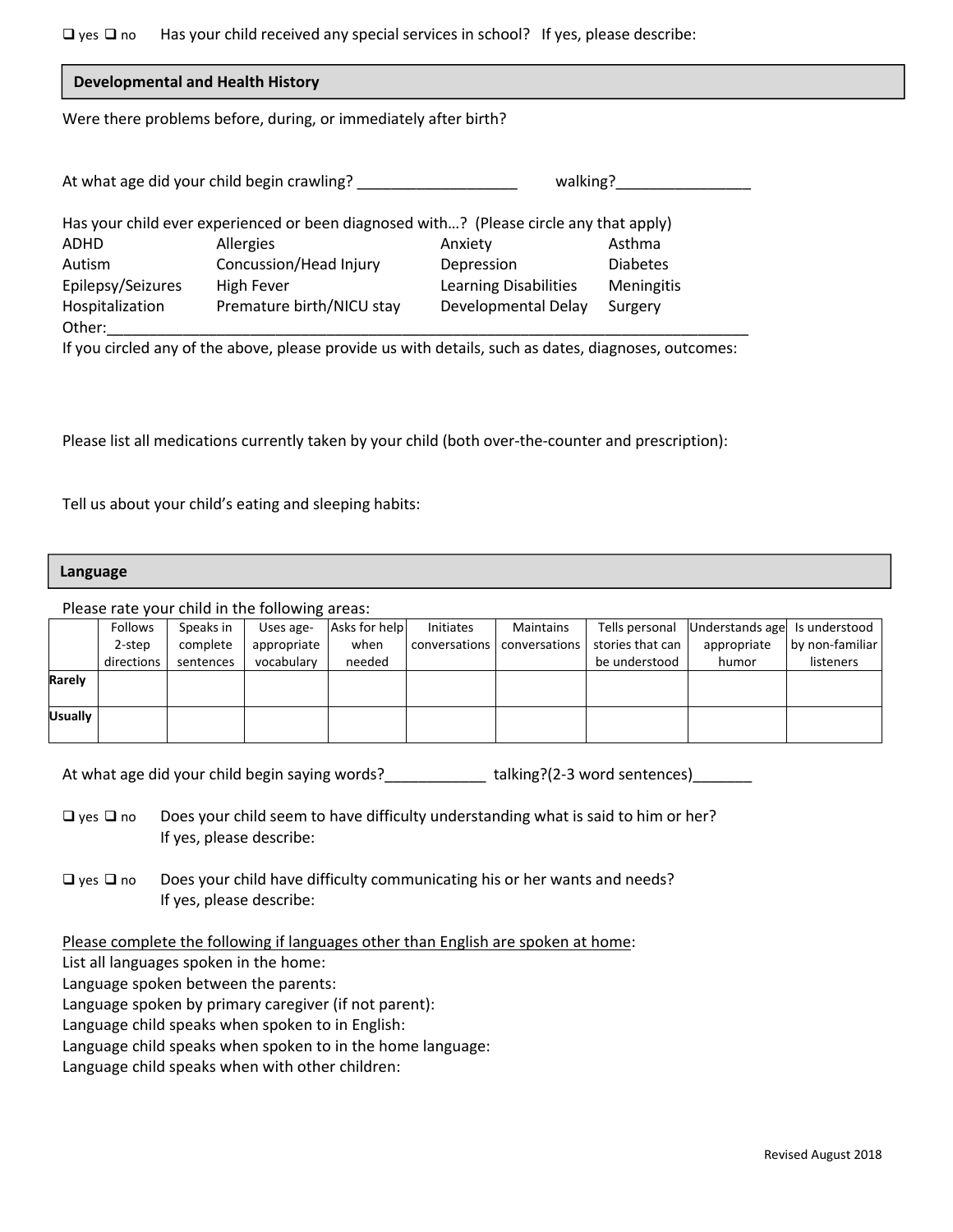❑ yes ❑ no  Has your child received any special services in school? If yes, please describe:

## Developmental and Health History

Were there problems before, during, or immediately after birth?

At what age did your child begin crawling? ___________________ walking?________________

Has your child ever experienced or been diagnosed with…? (Please circle any that apply)

| | | | |
|---|---|---|---|
| ADHD | Allergies | Anxiety | Asthma |
| Autism | Concussion/Head Injury | Depression | Diabetes |
| Epilepsy/Seizures | High Fever | Learning Disabilities | Meningitis |
| Hospitalization | Premature birth/NICU stay | Developmental Delay | Surgery |

Other:_______________________________________________________________________________

If you circled any of the above, please provide us with details, such as dates, diagnoses, outcomes:

Please list all medications currently taken by your child (both over-the-counter and prescription):

Tell us about your child's eating and sleeping habits:

## Language

Please rate your child in the following areas:

| | Follows 2-step directions | Speaks in complete sentences | Uses age-appropriate vocabulary | Asks for help when needed | Initiates conversations | Maintains conversations | Tells personal stories that can be understood | Understands age appropriate humor | Is understood by non-familiar listeners |
|---|---|---|---|---|---|---|---|---|---|
| **Rarely** | | | | | | | | | |
| **Usually** | | | | | | | | | |

At what age did your child begin saying words?____________ talking?(2-3 word sentences)_______

❑ yes ❑ no  Does your child seem to have difficulty understanding what is said to him or her? If yes, please describe:

❑ yes ❑ no  Does your child have difficulty communicating his or her wants and needs? If yes, please describe:

<u>Please complete the following if languages other than English are spoken at home</u>:

List all languages spoken in the home:

Language spoken between the parents:

Language spoken by primary caregiver (if not parent):

Language child speaks when spoken to in English:

Language child speaks when spoken to in the home language:

Language child speaks when with other children:

Revised August 2018